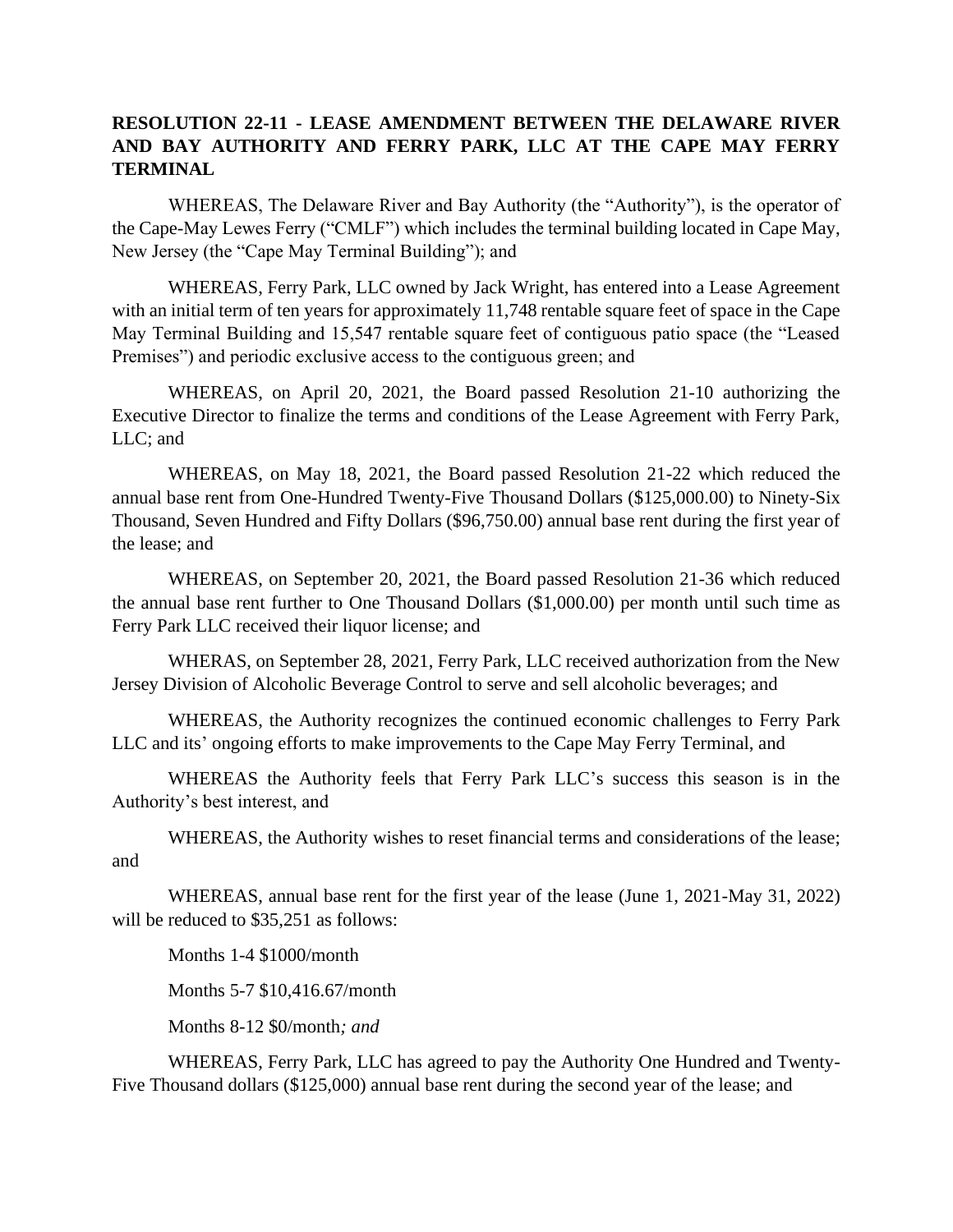**RESOLUTION 22-11 - LEASE AMENDMENT BETWEEN THE DELAWARE RIVER AND BAY AUTHORITY AND FERRY PARK, LLC AT THE CAPE MAY FERRY TERMINAL**

WHEREAS, The Delaware River and Bay Authority (the "Authority"), is the operator of the Cape-May Lewes Ferry ("CMLF") which includes the terminal building located in Cape May, New Jersey (the "Cape May Terminal Building"); and

WHEREAS, Ferry Park, LLC owned by Jack Wright, has entered into a Lease Agreement with an initial term of ten years for approximately 11,748 rentable square feet of space in the Cape May Terminal Building and 15,547 rentable square feet of contiguous patio space (the "Leased Premises") and periodic exclusive access to the contiguous green; and

WHEREAS, on April 20, 2021, the Board passed Resolution 21-10 authorizing the Executive Director to finalize the terms and conditions of the Lease Agreement with Ferry Park, LLC; and

WHEREAS, on May 18, 2021, the Board passed Resolution 21-22 which reduced the annual base rent from One-Hundred Twenty-Five Thousand Dollars ($125,000.00) to Ninety-Six Thousand, Seven Hundred and Fifty Dollars ($96,750.00) annual base rent during the first year of the lease; and

WHEREAS, on September 20, 2021, the Board passed Resolution 21-36 which reduced the annual base rent further to One Thousand Dollars ($1,000.00) per month until such time as Ferry Park LLC received their liquor license; and

WHERAS, on September 28, 2021, Ferry Park, LLC received authorization from the New Jersey Division of Alcoholic Beverage Control to serve and sell alcoholic beverages; and

WHEREAS, the Authority recognizes the continued economic challenges to Ferry Park LLC and its' ongoing efforts to make improvements to the Cape May Ferry Terminal, and

WHEREAS the Authority feels that Ferry Park LLC's success this season is in the Authority's best interest, and

WHEREAS, the Authority wishes to reset financial terms and considerations of the lease; and

WHEREAS, annual base rent for the first year of the lease (June 1, 2021-May 31, 2022) will be reduced to $35,251 as follows:

Months 1-4 $1000/month

Months 5-7 $10,416.67/month

Months 8-12 $0/month*; and*

WHEREAS, Ferry Park, LLC has agreed to pay the Authority One Hundred and Twenty-Five Thousand dollars ($125,000) annual base rent during the second year of the lease; and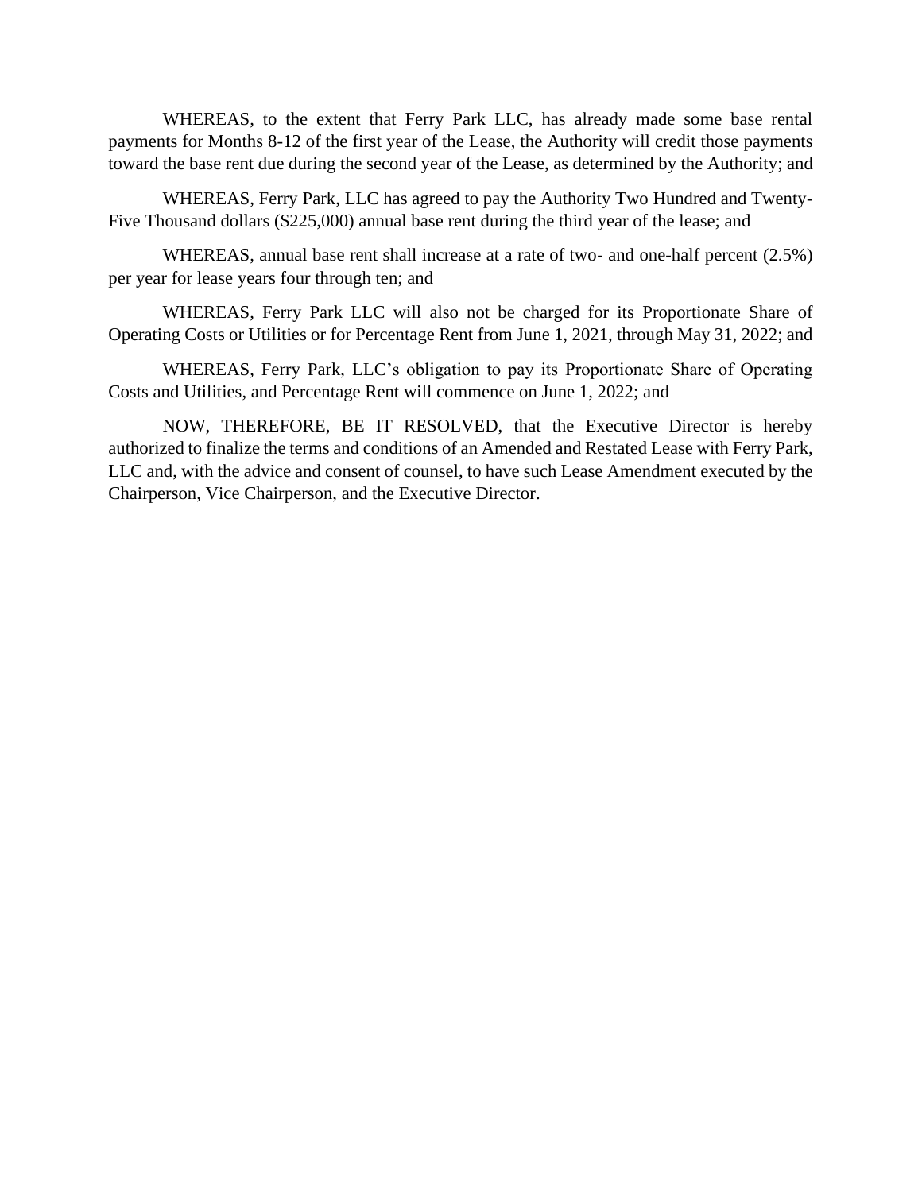WHEREAS, to the extent that Ferry Park LLC, has already made some base rental payments for Months 8-12 of the first year of the Lease, the Authority will credit those payments toward the base rent due during the second year of the Lease, as determined by the Authority; and

WHEREAS, Ferry Park, LLC has agreed to pay the Authority Two Hundred and Twenty-Five Thousand dollars ($225,000) annual base rent during the third year of the lease; and

WHEREAS, annual base rent shall increase at a rate of two- and one-half percent (2.5%) per year for lease years four through ten; and

WHEREAS, Ferry Park LLC will also not be charged for its Proportionate Share of Operating Costs or Utilities or for Percentage Rent from June 1, 2021, through May 31, 2022; and

WHEREAS, Ferry Park, LLC's obligation to pay its Proportionate Share of Operating Costs and Utilities, and Percentage Rent will commence on June 1, 2022; and

NOW, THEREFORE, BE IT RESOLVED, that the Executive Director is hereby authorized to finalize the terms and conditions of an Amended and Restated Lease with Ferry Park, LLC and, with the advice and consent of counsel, to have such Lease Amendment executed by the Chairperson, Vice Chairperson, and the Executive Director.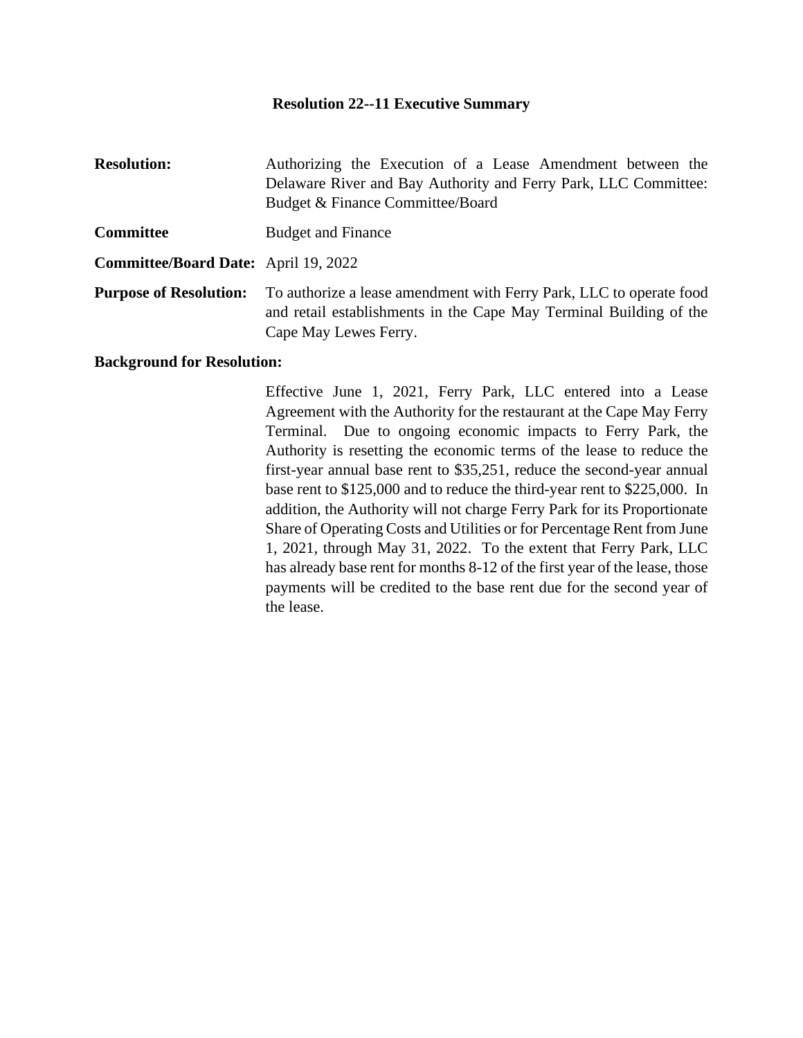**Resolution 22--11 Executive Summary**

**Resolution:** Authorizing the Execution of a Lease Amendment between the Delaware River and Bay Authority and Ferry Park, LLC Committee: Budget & Finance Committee/Board

**Committee** Budget and Finance

**Committee/Board Date:** April 19, 2022

**Purpose of Resolution:** To authorize a lease amendment with Ferry Park, LLC to operate food and retail establishments in the Cape May Terminal Building of the Cape May Lewes Ferry.

**Background for Resolution:**

Effective June 1, 2021, Ferry Park, LLC entered into a Lease Agreement with the Authority for the restaurant at the Cape May Ferry Terminal. Due to ongoing economic impacts to Ferry Park, the Authority is resetting the economic terms of the lease to reduce the first-year annual base rent to $35,251, reduce the second-year annual base rent to $125,000 and to reduce the third-year rent to $225,000. In addition, the Authority will not charge Ferry Park for its Proportionate Share of Operating Costs and Utilities or for Percentage Rent from June 1, 2021, through May 31, 2022. To the extent that Ferry Park, LLC has already base rent for months 8-12 of the first year of the lease, those payments will be credited to the base rent due for the second year of the lease.